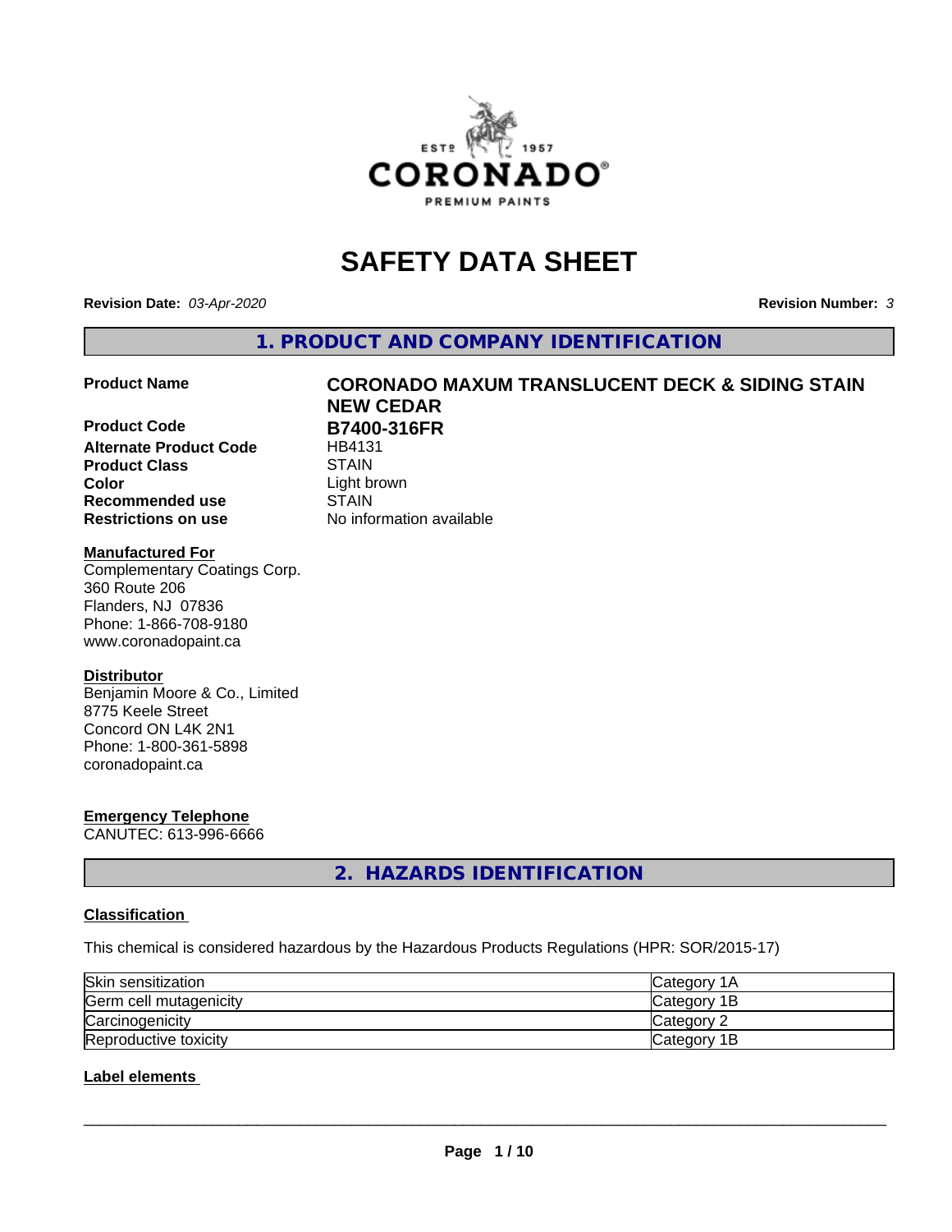# SAFETY DATA SHEET

**Revision Date:** *03-Apr-2020*

**Revision Number:** *3*

## 1. PRODUCT AND COMPANY IDENTIFICATION

| | |
|---|---|
| **Product Name** | **CORONADO MAXUM TRANSLUCENT DECK & SIDING STAIN NEW CEDAR** |
| **Product Code** | **B7400-316FR** |
| **Alternate Product Code** | HB4131 |
| **Product Class** | STAIN |
| **Color** | Light brown |
| **Recommended use** | STAIN |
| **Restrictions on use** | No information available |

**Manufactured For**
Complementary Coatings Corp.
360 Route 206
Flanders, NJ 07836
Phone: 1-866-708-9180
www.coronadopaint.ca

**Distributor**
Benjamin Moore & Co., Limited
8775 Keele Street
Concord ON L4K 2N1
Phone: 1-800-361-5898
coronadopaint.ca

**Emergency Telephone**
CANUTEC: 613-996-6666

## 2. HAZARDS IDENTIFICATION

### Classification

This chemical is considered hazardous by the Hazardous Products Regulations (HPR: SOR/2015-17)

| | |
|---|---|
| Skin sensitization | Category 1A |
| Germ cell mutagenicity | Category 1B |
| Carcinogenicity | Category 2 |
| Reproductive toxicity | Category 1B |

### Label elements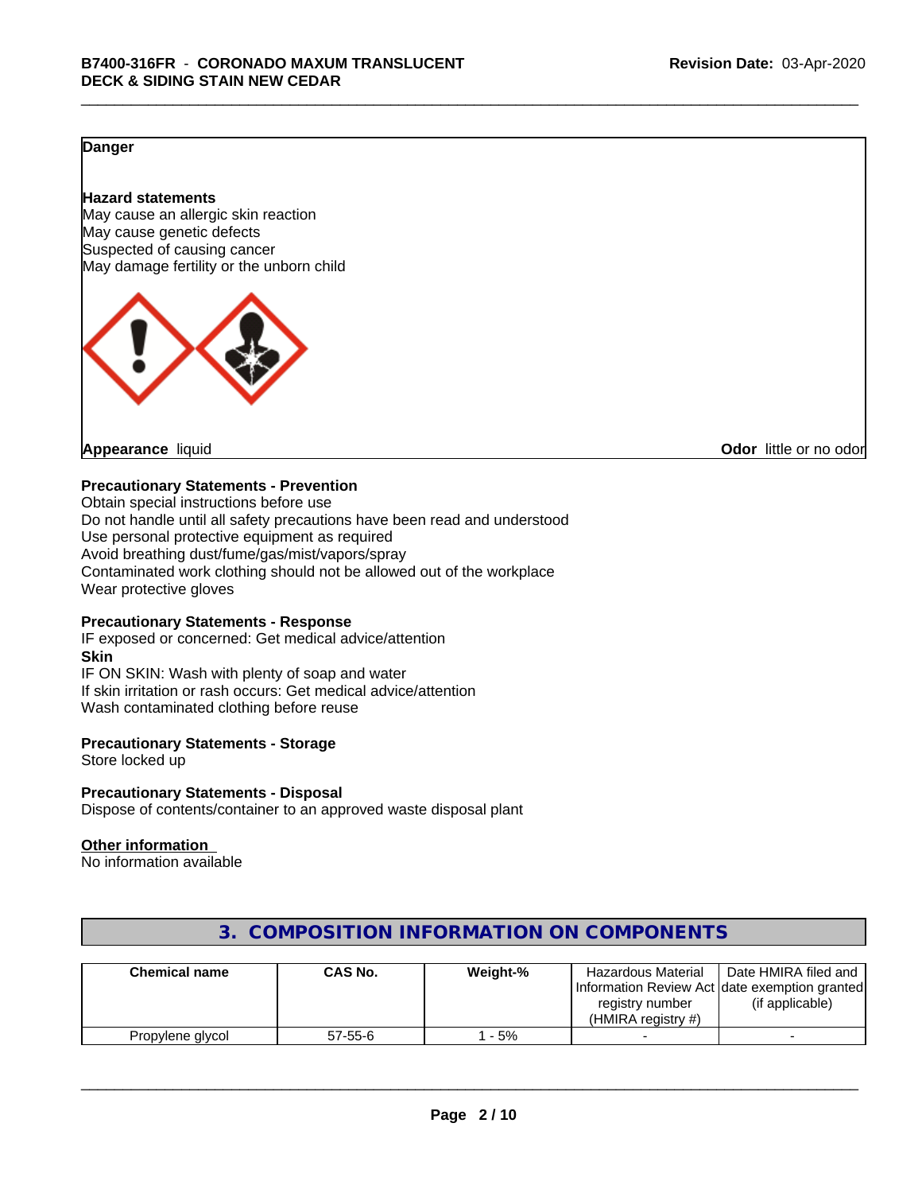**Danger**

**Hazard statements**
May cause an allergic skin reaction
May cause genetic defects
Suspected of causing cancer
May damage fertility or the unborn child

**Appearance** liquid

**Odor** little or no odor

**Precautionary Statements - Prevention**
Obtain special instructions before use
Do not handle until all safety precautions have been read and understood
Use personal protective equipment as required
Avoid breathing dust/fume/gas/mist/vapors/spray
Contaminated work clothing should not be allowed out of the workplace
Wear protective gloves

**Precautionary Statements - Response**
IF exposed or concerned: Get medical advice/attention
**Skin**
IF ON SKIN: Wash with plenty of soap and water
If skin irritation or rash occurs: Get medical advice/attention
Wash contaminated clothing before reuse

**Precautionary Statements - Storage**
Store locked up

**Precautionary Statements - Disposal**
Dispose of contents/container to an approved waste disposal plant

**Other information**
No information available

## 3. COMPOSITION INFORMATION ON COMPONENTS

| Chemical name | CAS No. | Weight-% | Hazardous Material Information Review Act registry number (HMIRA registry #) | Date HMIRA filed and date exemption granted (if applicable) |
|---|---|---|---|---|
| Propylene glycol | 57-55-6 | 1 - 5% | - | - |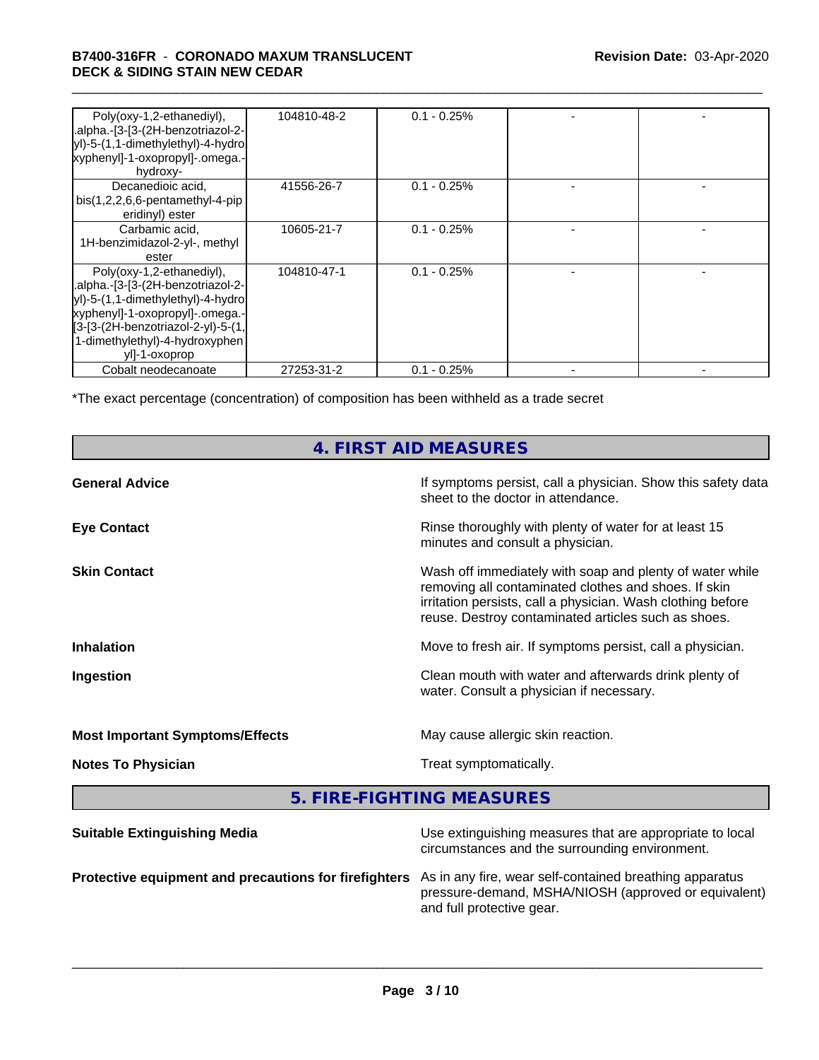| | | | | |
|---|---|---|---|---|
| Poly(oxy-1,2-ethanediyl), .alpha.-[3-[3-(2H-benzotriazol-2-yl)-5-(1,1-dimethylethyl)-4-hydroxyphenyl]-1-oxopropyl]-.omega.-hydroxy- | 104810-48-2 | 0.1 - 0.25% | - | - |
| Decanedioic acid, bis(1,2,2,6,6-pentamethyl-4-piperidinyl) ester | 41556-26-7 | 0.1 - 0.25% | - | - |
| Carbamic acid, 1H-benzimidazol-2-yl-, methyl ester | 10605-21-7 | 0.1 - 0.25% | - | - |
| Poly(oxy-1,2-ethanediyl), .alpha.-[3-[3-(2H-benzotriazol-2-yl)-5-(1,1-dimethylethyl)-4-hydroxyphenyl]-1-oxopropyl]-.omega.-[3-[3-(2H-benzotriazol-2-yl)-5-(1,1-dimethylethyl)-4-hydroxyphenyl]-1-oxoprop | 104810-47-1 | 0.1 - 0.25% | - | - |
| Cobalt neodecanoate | 27253-31-2 | 0.1 - 0.25% | - | - |

*The exact percentage (concentration) of composition has been withheld as a trade secret

## 4. FIRST AID MEASURES

**General Advice** If symptoms persist, call a physician. Show this safety data sheet to the doctor in attendance.

**Eye Contact** Rinse thoroughly with plenty of water for at least 15 minutes and consult a physician.

**Skin Contact** Wash off immediately with soap and plenty of water while removing all contaminated clothes and shoes. If skin irritation persists, call a physician. Wash clothing before reuse. Destroy contaminated articles such as shoes.

**Inhalation** Move to fresh air. If symptoms persist, call a physician.

**Ingestion** Clean mouth with water and afterwards drink plenty of water. Consult a physician if necessary.

**Most Important Symptoms/Effects** May cause allergic skin reaction.

**Notes To Physician** Treat symptomatically.

## 5. FIRE-FIGHTING MEASURES

**Suitable Extinguishing Media** Use extinguishing measures that are appropriate to local circumstances and the surrounding environment.

**Protective equipment and precautions for firefighters** As in any fire, wear self-contained breathing apparatus pressure-demand, MSHA/NIOSH (approved or equivalent) and full protective gear.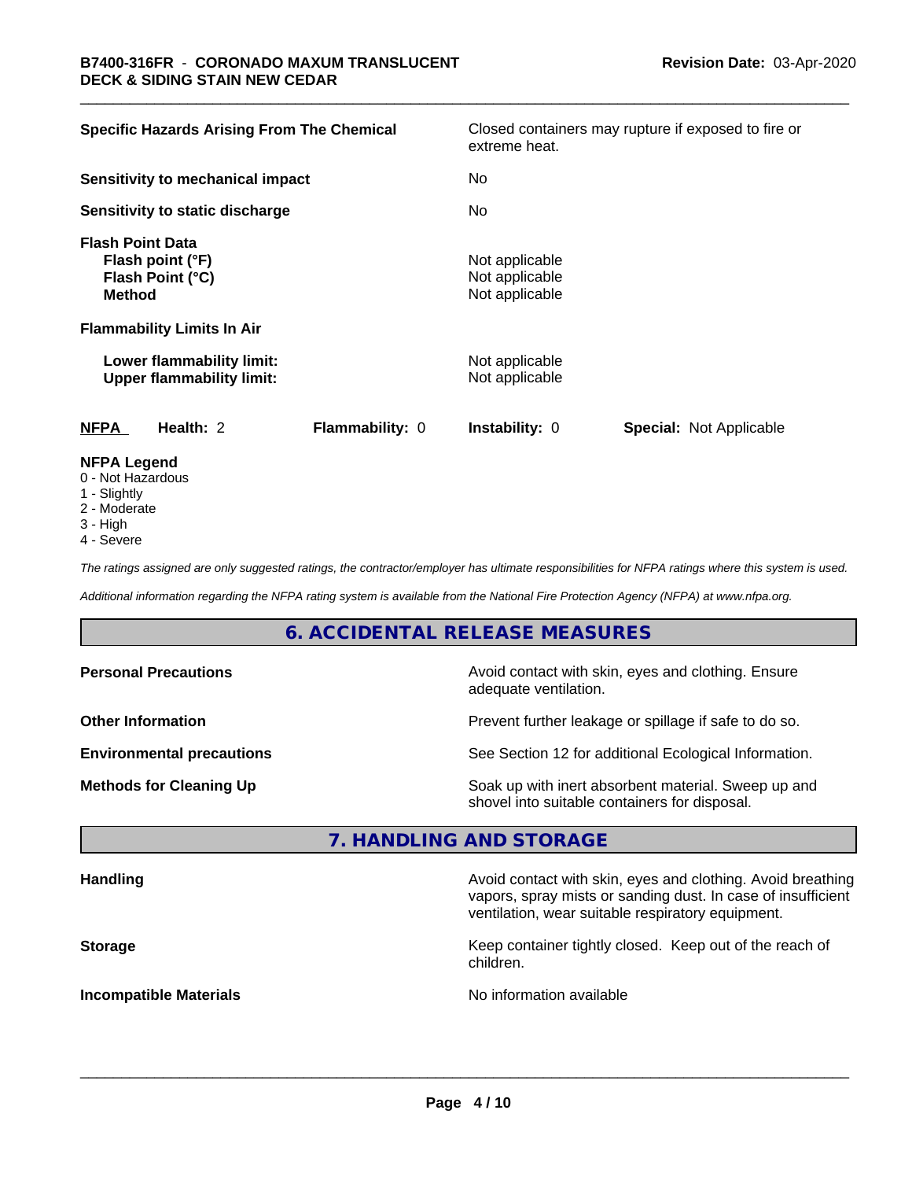| | |
|---|---|
| **Specific Hazards Arising From The Chemical** | Closed containers may rupture if exposed to fire or extreme heat. |
| **Sensitivity to mechanical impact** | No |
| **Sensitivity to static discharge** | No |
| **Flash Point Data** | |
| **Flash point (°F)** | Not applicable |
| **Flash Point (°C)** | Not applicable |
| **Method** | Not applicable |
| **Flammability Limits In Air** | |
| **Lower flammability limit:** | Not applicable |
| **Upper flammability limit:** | Not applicable |

| **NFPA** | **Health:** 2 | **Flammability:** 0 | **Instability:** 0 | **Special:** Not Applicable |
|---|---|---|---|---|

**NFPA Legend**

0 - Not Hazardous
1 - Slightly
2 - Moderate
3 - High
4 - Severe

*The ratings assigned are only suggested ratings, the contractor/employer has ultimate responsibilities for NFPA ratings where this system is used.*

*Additional information regarding the NFPA rating system is available from the National Fire Protection Agency (NFPA) at www.nfpa.org.*

## 6. ACCIDENTAL RELEASE MEASURES

| | |
|---|---|
| **Personal Precautions** | Avoid contact with skin, eyes and clothing. Ensure adequate ventilation. |
| **Other Information** | Prevent further leakage or spillage if safe to do so. |
| **Environmental precautions** | See Section 12 for additional Ecological Information. |
| **Methods for Cleaning Up** | Soak up with inert absorbent material. Sweep up and shovel into suitable containers for disposal. |

## 7. HANDLING AND STORAGE

| | |
|---|---|
| **Handling** | Avoid contact with skin, eyes and clothing. Avoid breathing vapors, spray mists or sanding dust. In case of insufficient ventilation, wear suitable respiratory equipment. |
| **Storage** | Keep container tightly closed. Keep out of the reach of children. |
| **Incompatible Materials** | No information available |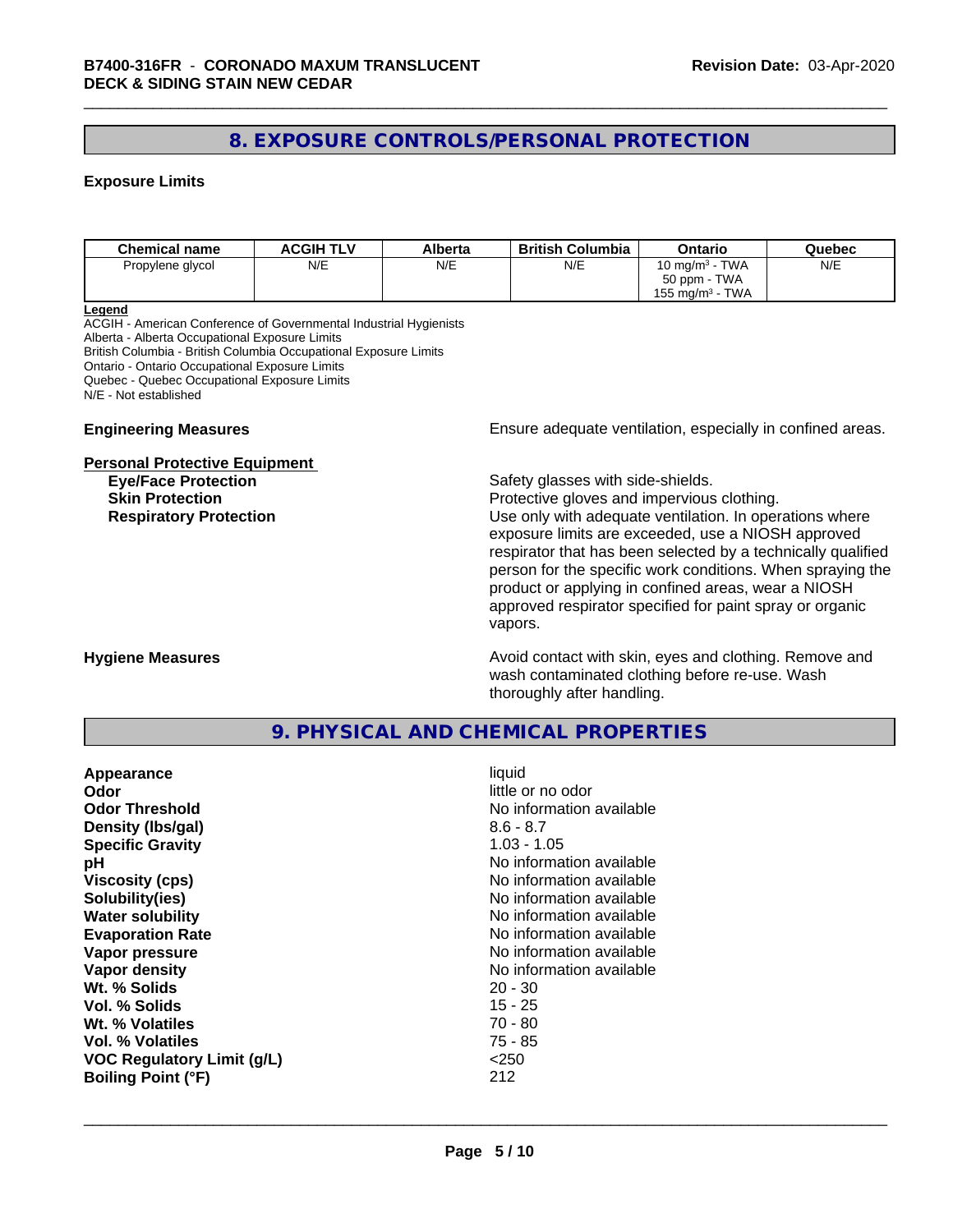# 8. EXPOSURE CONTROLS/PERSONAL PROTECTION

### Exposure Limits

| Chemical name | ACGIH TLV | Alberta | British Columbia | Ontario | Quebec |
|---|---|---|---|---|---|
| Propylene glycol | N/E | N/E | N/E | 10 mg/m³ - TWA<br>50 ppm - TWA<br>155 mg/m³ - TWA | N/E |

**Legend**
ACGIH - American Conference of Governmental Industrial Hygienists
Alberta - Alberta Occupational Exposure Limits
British Columbia - British Columbia Occupational Exposure Limits
Ontario - Ontario Occupational Exposure Limits
Quebec - Quebec Occupational Exposure Limits
N/E - Not established

**Engineering Measures**
Ensure adequate ventilation, especially in confined areas.

**Personal Protective Equipment**

**Eye/Face Protection**
Safety glasses with side-shields.

**Skin Protection**
Protective gloves and impervious clothing.

**Respiratory Protection**
Use only with adequate ventilation. In operations where exposure limits are exceeded, use a NIOSH approved respirator that has been selected by a technically qualified person for the specific work conditions. When spraying the product or applying in confined areas, wear a NIOSH approved respirator specified for paint spray or organic vapors.

**Hygiene Measures**
Avoid contact with skin, eyes and clothing. Remove and wash contaminated clothing before re-use. Wash thoroughly after handling.

# 9. PHYSICAL AND CHEMICAL PROPERTIES

| | |
|---|---|
| **Appearance** | liquid |
| **Odor** | little or no odor |
| **Odor Threshold** | No information available |
| **Density (lbs/gal)** | 8.6 - 8.7 |
| **Specific Gravity** | 1.03 - 1.05 |
| **pH** | No information available |
| **Viscosity (cps)** | No information available |
| **Solubility(ies)** | No information available |
| **Water solubility** | No information available |
| **Evaporation Rate** | No information available |
| **Vapor pressure** | No information available |
| **Vapor density** | No information available |
| **Wt. % Solids** | 20 - 30 |
| **Vol. % Solids** | 15 - 25 |
| **Wt. % Volatiles** | 70 - 80 |
| **Vol. % Volatiles** | 75 - 85 |
| **VOC Regulatory Limit (g/L)** | <250 |
| **Boiling Point (°F)** | 212 |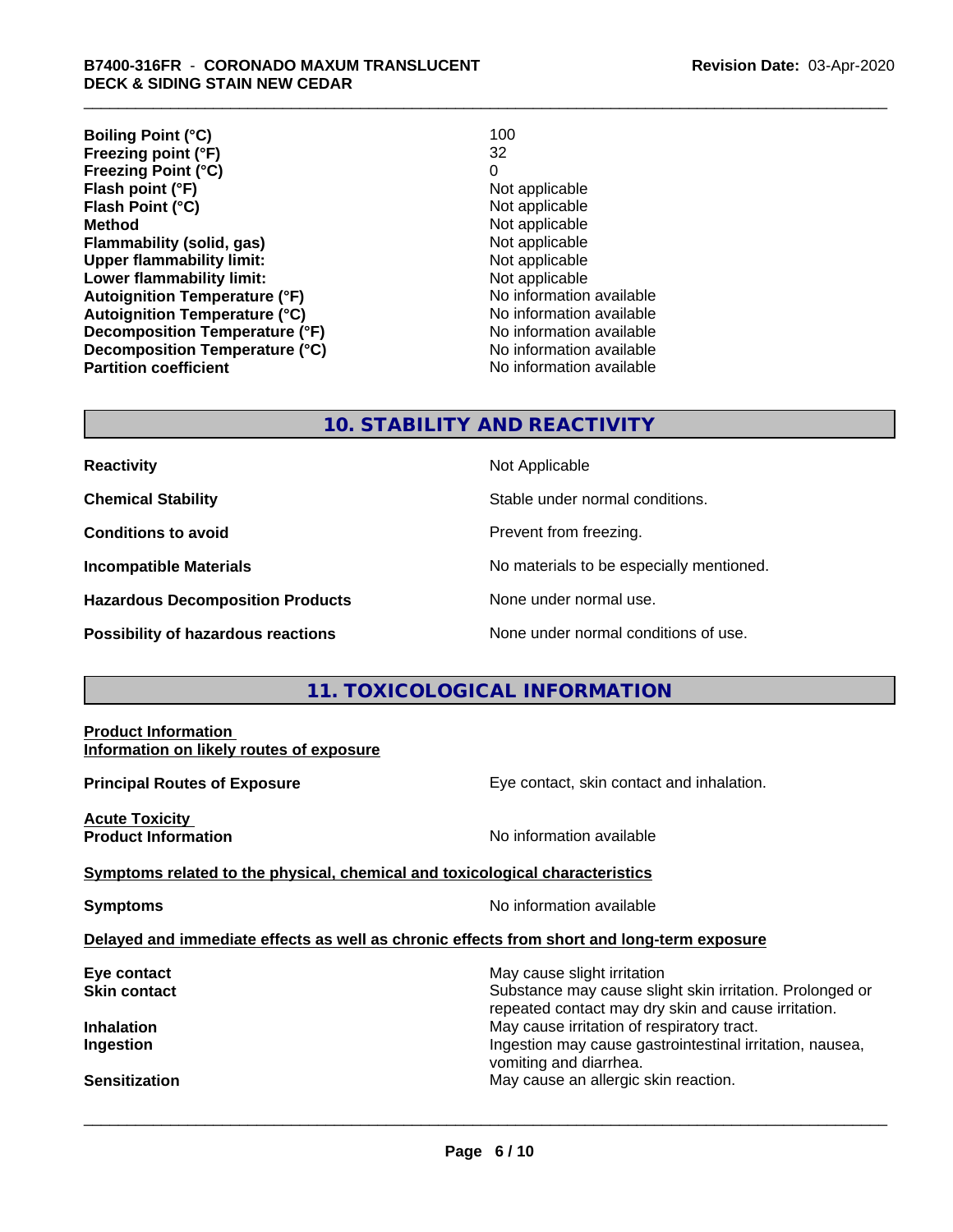| | |
|---|---|
| **Boiling Point (°C)** | 100 |
| **Freezing point (°F)** | 32 |
| **Freezing Point (°C)** | 0 |
| **Flash point (°F)** | Not applicable |
| **Flash Point (°C)** | Not applicable |
| **Method** | Not applicable |
| **Flammability (solid, gas)** | Not applicable |
| **Upper flammability limit:** | Not applicable |
| **Lower flammability limit:** | Not applicable |
| **Autoignition Temperature (°F)** | No information available |
| **Autoignition Temperature (°C)** | No information available |
| **Decomposition Temperature (°F)** | No information available |
| **Decomposition Temperature (°C)** | No information available |
| **Partition coefficient** | No information available |

## 10. STABILITY AND REACTIVITY

| | |
|---|---|
| **Reactivity** | Not Applicable |
| **Chemical Stability** | Stable under normal conditions. |
| **Conditions to avoid** | Prevent from freezing. |
| **Incompatible Materials** | No materials to be especially mentioned. |
| **Hazardous Decomposition Products** | None under normal use. |
| **Possibility of hazardous reactions** | None under normal conditions of use. |

## 11. TOXICOLOGICAL INFORMATION

**Product Information**

**Information on likely routes of exposure**

**Principal Routes of Exposure**: Eye contact, skin contact and inhalation.

**Acute Toxicity**

**Product Information**: No information available

**Symptoms related to the physical, chemical and toxicological characteristics**

**Symptoms**: No information available

**Delayed and immediate effects as well as chronic effects from short and long-term exposure**

| | |
|---|---|
| **Eye contact** | May cause slight irritation |
| **Skin contact** | Substance may cause slight skin irritation. Prolonged or repeated contact may dry skin and cause irritation. |
| **Inhalation** | May cause irritation of respiratory tract. |
| **Ingestion** | Ingestion may cause gastrointestinal irritation, nausea, vomiting and diarrhea. |
| **Sensitization** | May cause an allergic skin reaction. |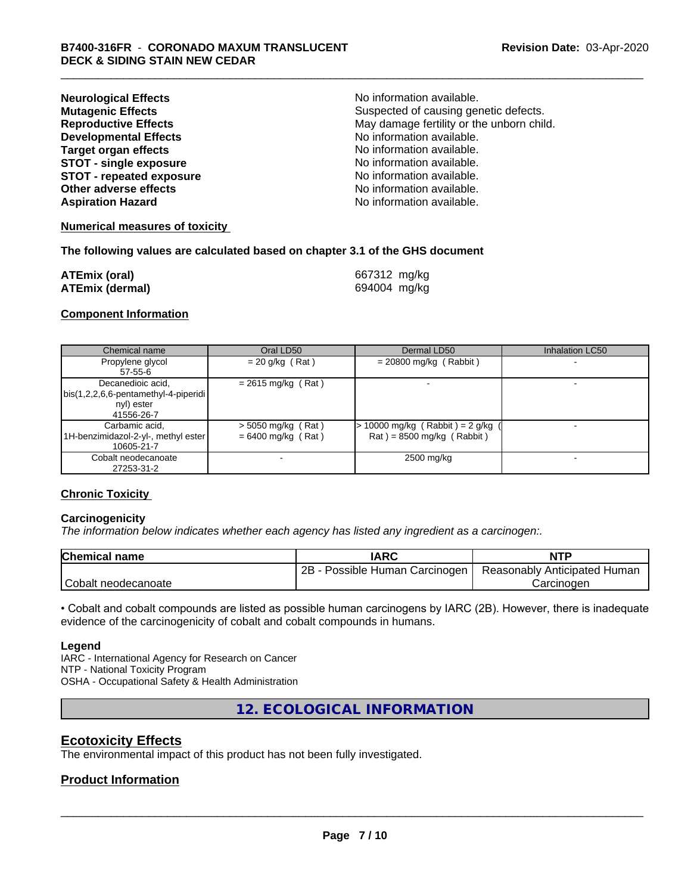**Neurological Effects** No information available.
**Mutagenic Effects** Suspected of causing genetic defects.
**Reproductive Effects** May damage fertility or the unborn child.
**Developmental Effects** No information available.
**Target organ effects** No information available.
**STOT - single exposure** No information available.
**STOT - repeated exposure** No information available.
**Other adverse effects** No information available.
**Aspiration Hazard** No information available.

**Numerical measures of toxicity**

**The following values are calculated based on chapter 3.1 of the GHS document**

**ATEmix (oral)** 667312 mg/kg
**ATEmix (dermal)** 694004 mg/kg

**Component Information**

| Chemical name | Oral LD50 | Dermal LD50 | Inhalation LC50 |
|---|---|---|---|
| Propylene glycol<br>57-55-6 | = 20 g/kg ( Rat ) | = 20800 mg/kg ( Rabbit ) | - |
| Decanedioic acid, bis(1,2,2,6,6-pentamethyl-4-piperidinyl) ester<br>41556-26-7 | = 2615 mg/kg ( Rat ) | - | - |
| Carbamic acid, 1H-benzimidazol-2-yl-, methyl ester<br>10605-21-7 | > 5050 mg/kg ( Rat )<br>= 6400 mg/kg ( Rat ) | > 10000 mg/kg ( Rabbit ) = 2 g/kg ( Rat ) = 8500 mg/kg ( Rabbit ) | - |
| Cobalt neodecanoate<br>27253-31-2 | - | 2500 mg/kg | - |

**Chronic Toxicity**

**Carcinogenicity**

*The information below indicates whether each agency has listed any ingredient as a carcinogen:.*

| Chemical name | IARC | NTP |
|---|---|---|
| Cobalt neodecanoate | 2B - Possible Human Carcinogen | Reasonably Anticipated Human Carcinogen |

• Cobalt and cobalt compounds are listed as possible human carcinogens by IARC (2B). However, there is inadequate evidence of the carcinogenicity of cobalt and cobalt compounds in humans.

**Legend**
IARC - International Agency for Research on Cancer
NTP - National Toxicity Program
OSHA - Occupational Safety & Health Administration

# 12. ECOLOGICAL INFORMATION

## Ecotoxicity Effects

The environmental impact of this product has not been fully investigated.

## Product Information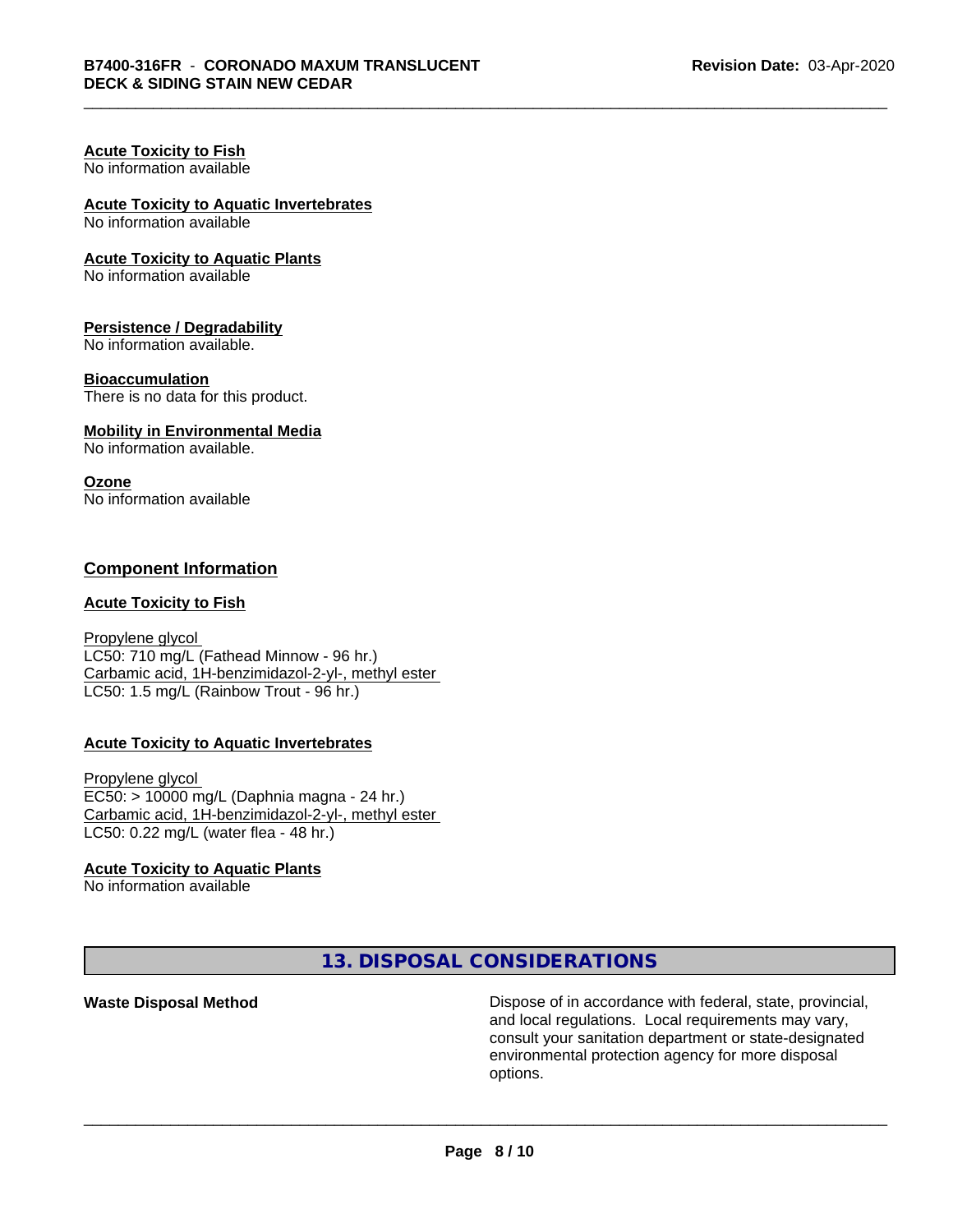**Acute Toxicity to Fish**
No information available

**Acute Toxicity to Aquatic Invertebrates**
No information available

**Acute Toxicity to Aquatic Plants**
No information available

**Persistence / Degradability**
No information available.

**Bioaccumulation**
There is no data for this product.

**Mobility in Environmental Media**
No information available.

**Ozone**
No information available

## Component Information

**Acute Toxicity to Fish**

Propylene glycol
LC50: 710 mg/L (Fathead Minnow - 96 hr.)
Carbamic acid, 1H-benzimidazol-2-yl-, methyl ester
LC50: 1.5 mg/L (Rainbow Trout - 96 hr.)

**Acute Toxicity to Aquatic Invertebrates**

Propylene glycol
EC50: > 10000 mg/L (Daphnia magna - 24 hr.)
Carbamic acid, 1H-benzimidazol-2-yl-, methyl ester
LC50: 0.22 mg/L (water flea - 48 hr.)

**Acute Toxicity to Aquatic Plants**
No information available

## 13. DISPOSAL CONSIDERATIONS

**Waste Disposal Method** — Dispose of in accordance with federal, state, provincial, and local regulations. Local requirements may vary, consult your sanitation department or state-designated environmental protection agency for more disposal options.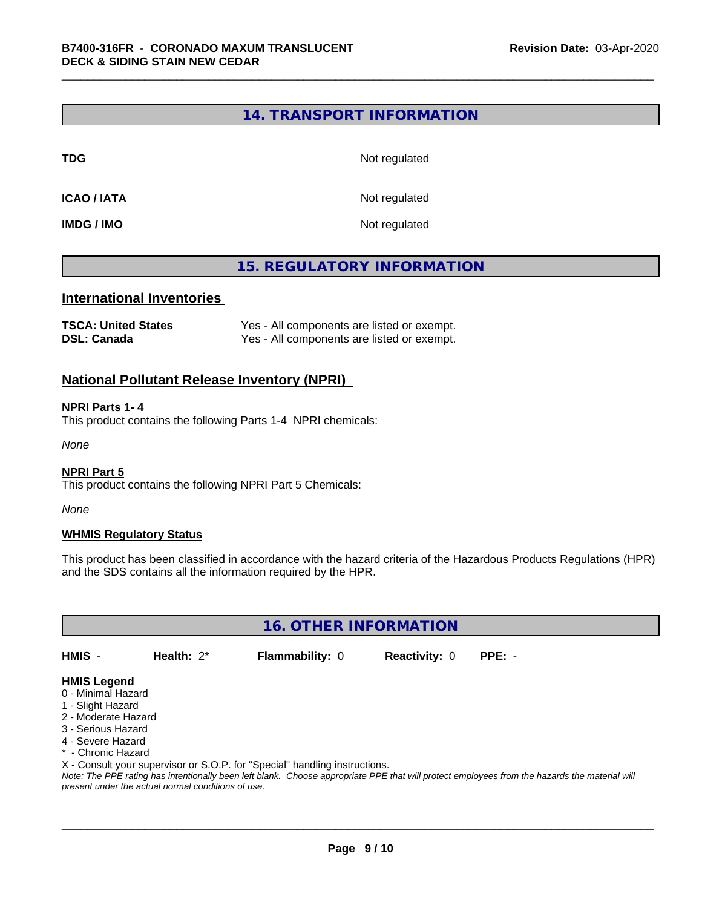## 14. TRANSPORT INFORMATION

| | |
|---|---|
| **TDG** | Not regulated |
| **ICAO / IATA** | Not regulated |
| **IMDG / IMO** | Not regulated |

## 15. REGULATORY INFORMATION

### International Inventories

| | |
|---|---|
| **TSCA: United States** | Yes - All components are listed or exempt. |
| **DSL: Canada** | Yes - All components are listed or exempt. |

### National Pollutant Release Inventory (NPRI)

**NPRI Parts 1- 4**

This product contains the following Parts 1-4 NPRI chemicals:

*None*

**NPRI Part 5**

This product contains the following NPRI Part 5 Chemicals:

*None*

**WHMIS Regulatory Status**

This product has been classified in accordance with the hazard criteria of the Hazardous Products Regulations (HPR) and the SDS contains all the information required by the HPR.

## 16. OTHER INFORMATION

| HMIS - | Health: 2* | Flammability: 0 | Reactivity: 0 | PPE: - |
|---|---|---|---|---|

**HMIS Legend**

0 - Minimal Hazard
1 - Slight Hazard
2 - Moderate Hazard
3 - Serious Hazard
4 - Severe Hazard
* - Chronic Hazard
X - Consult your supervisor or S.O.P. for "Special" handling instructions.

*Note: The PPE rating has intentionally been left blank. Choose appropriate PPE that will protect employees from the hazards the material will present under the actual normal conditions of use.*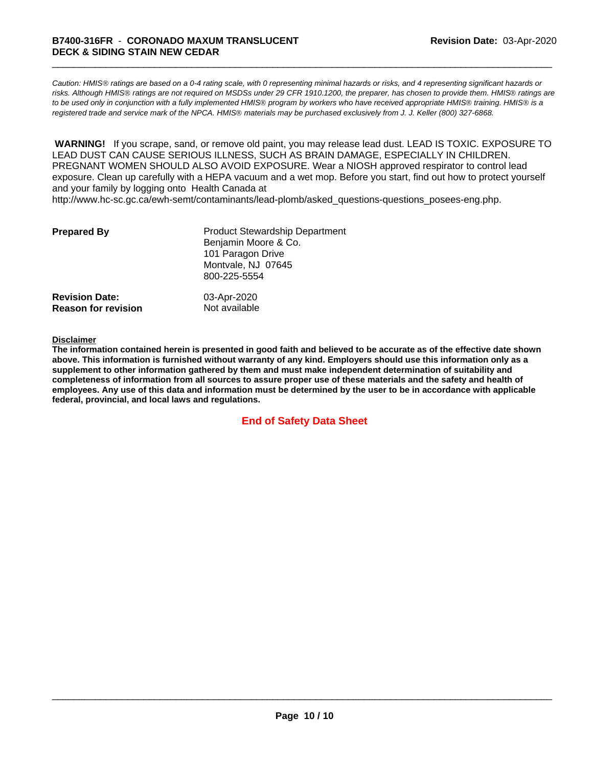*Caution: HMIS® ratings are based on a 0-4 rating scale, with 0 representing minimal hazards or risks, and 4 representing significant hazards or risks. Although HMIS® ratings are not required on MSDSs under 29 CFR 1910.1200, the preparer, has chosen to provide them. HMIS® ratings are to be used only in conjunction with a fully implemented HMIS® program by workers who have received appropriate HMIS® training. HMIS® is a registered trade and service mark of the NPCA. HMIS® materials may be purchased exclusively from J. J. Keller (800) 327-6868.*

**WARNING!** If you scrape, sand, or remove old paint, you may release lead dust. LEAD IS TOXIC. EXPOSURE TO LEAD DUST CAN CAUSE SERIOUS ILLNESS, SUCH AS BRAIN DAMAGE, ESPECIALLY IN CHILDREN. PREGNANT WOMEN SHOULD ALSO AVOID EXPOSURE. Wear a NIOSH approved respirator to control lead exposure. Clean up carefully with a HEPA vacuum and a wet mop. Before you start, find out how to protect yourself and your family by logging onto Health Canada at http://www.hc-sc.gc.ca/ewh-semt/contaminants/lead-plomb/asked_questions-questions_posees-eng.php.

| | |
|---|---|
| **Prepared By** | Product Stewardship Department<br>Benjamin Moore & Co.<br>101 Paragon Drive<br>Montvale, NJ 07645<br>800-225-5554 |
| **Revision Date:** | 03-Apr-2020 |
| **Reason for revision** | Not available |

**Disclaimer**

**The information contained herein is presented in good faith and believed to be accurate as of the effective date shown above. This information is furnished without warranty of any kind. Employers should use this information only as a supplement to other information gathered by them and must make independent determination of suitability and completeness of information from all sources to assure proper use of these materials and the safety and health of employees. Any use of this data and information must be determined by the user to be in accordance with applicable federal, provincial, and local laws and regulations.**

**End of Safety Data Sheet**